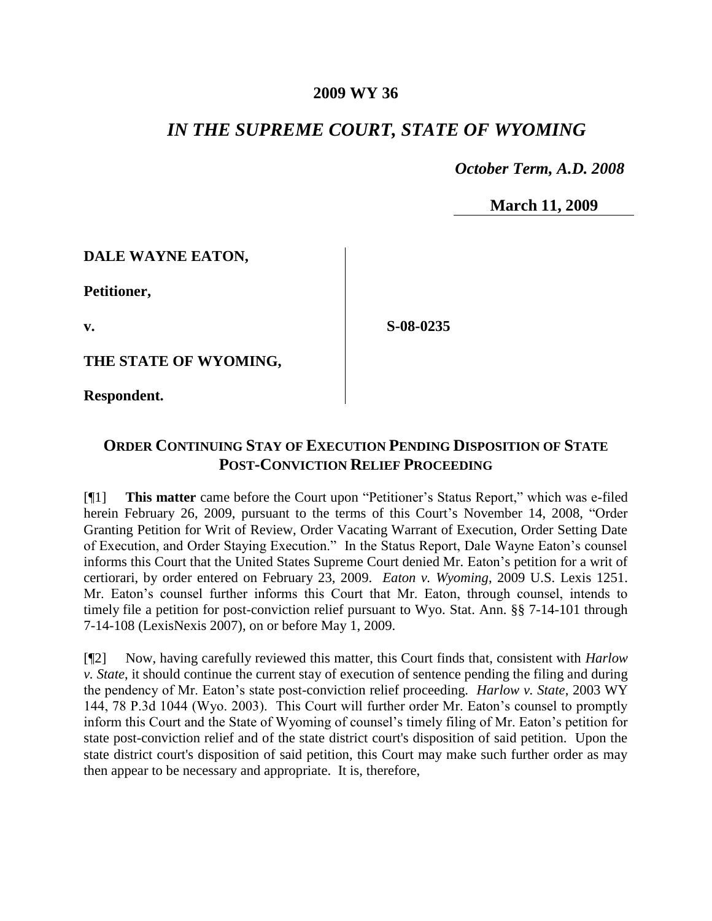**2009 WY 36**

## *IN THE SUPREME COURT, STATE OF WYOMING*

*October Term, A.D. 2008*

**March 11, 2009**

**DALE WAYNE EATON,**

**Petitioner,**

**v.**

**THE STATE OF WYOMING,**

**Respondent.**

**S-08-0235**

### ORDER CONTINUING STAY OF EXECUTION PENDING DISPOSITION OF STATE POST-CONVICTION RELIEF PROCEEDING

[¶1] **This matter** came before the Court upon "Petitioner's Status Report," which was e-filed herein February 26, 2009, pursuant to the terms of this Court's November 14, 2008, "Order Granting Petition for Writ of Review, Order Vacating Warrant of Execution, Order Setting Date of Execution, and Order Staying Execution." In the Status Report, Dale Wayne Eaton's counsel informs this Court that the United States Supreme Court denied Mr. Eaton's petition for a writ of certiorari, by order entered on February 23, 2009. *Eaton v. Wyoming*, 2009 U.S. Lexis 1251. Mr. Eaton's counsel further informs this Court that Mr. Eaton, through counsel, intends to timely file a petition for post-conviction relief pursuant to Wyo. Stat. Ann. §§ 7-14-101 through 7-14-108 (LexisNexis 2007), on or before May 1, 2009.

[¶2] Now, having carefully reviewed this matter, this Court finds that, consistent with *Harlow v. State*, it should continue the current stay of execution of sentence pending the filing and during the pendency of Mr. Eaton's state post-conviction relief proceeding. *Harlow v. State*, 2003 WY 144, 78 P.3d 1044 (Wyo. 2003). This Court will further order Mr. Eaton's counsel to promptly inform this Court and the State of Wyoming of counsel's timely filing of Mr. Eaton's petition for state post-conviction relief and of the state district court's disposition of said petition. Upon the state district court's disposition of said petition, this Court may make such further order as may then appear to be necessary and appropriate. It is, therefore,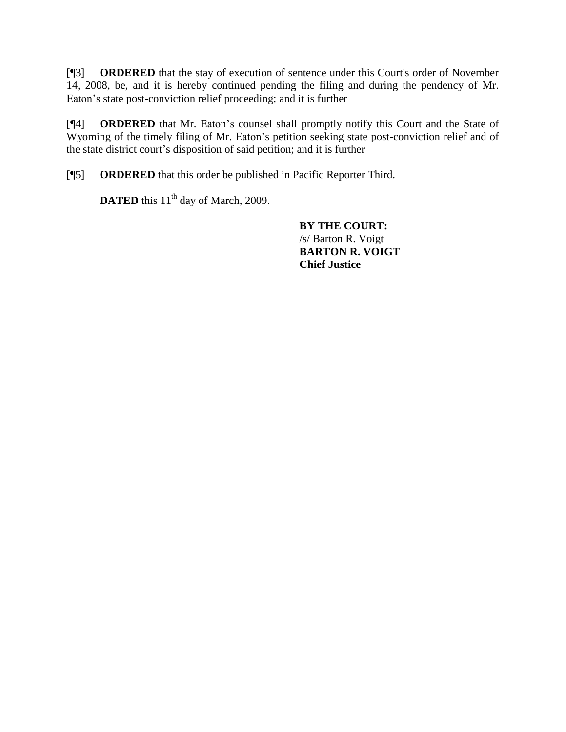[¶3] **ORDERED** that the stay of execution of sentence under this Court's order of November 14, 2008, be, and it is hereby continued pending the filing and during the pendency of Mr. Eaton's state post-conviction relief proceeding; and it is further

[¶4] **ORDERED** that Mr. Eaton's counsel shall promptly notify this Court and the State of Wyoming of the timely filing of Mr. Eaton's petition seeking state post-conviction relief and of the state district court's disposition of said petition; and it is further

[¶5] **ORDERED** that this order be published in Pacific Reporter Third.

**DATED** this 11th day of March, 2009.

**BY THE COURT:**
/s/ Barton R. Voigt
**BARTON R. VOIGT**
**Chief Justice**